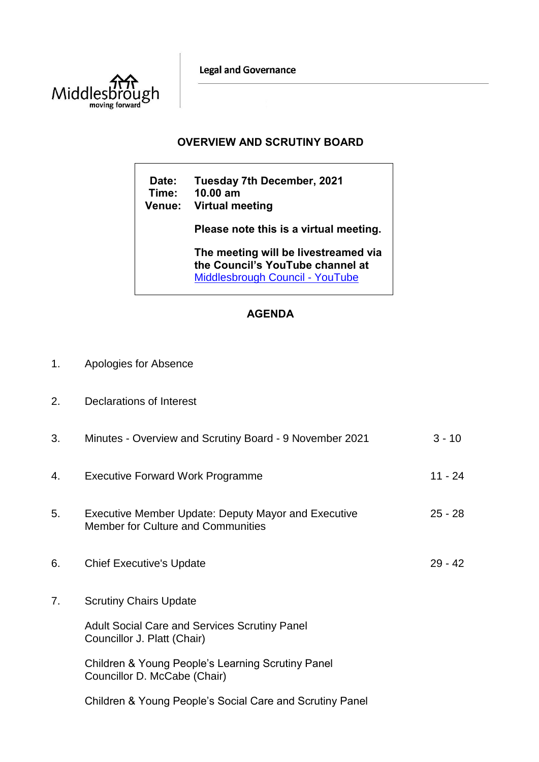Middlesbrough
moving forward

Legal and Governance

# OVERVIEW AND SCRUTINY BOARD

**Date:** Tuesday 7th December, 2021
**Time:** 10.00 am
**Venue:** Virtual meeting

**Please note this is a virtual meeting.**

**The meeting will be livestreamed via the Council's YouTube channel at** [Middlesbrough Council - YouTube]

## AGENDA

| | | |
|---|---|---|
| 1. | Apologies for Absence | |
| 2. | Declarations of Interest | |
| 3. | Minutes - Overview and Scrutiny Board - 9 November 2021 | 3 - 10 |
| 4. | Executive Forward Work Programme | 11 - 24 |
| 5. | Executive Member Update: Deputy Mayor and Executive Member for Culture and Communities | 25 - 28 |
| 6. | Chief Executive's Update | 29 - 42 |
| 7. | Scrutiny Chairs Update | |

Adult Social Care and Services Scrutiny Panel
Councillor J. Platt (Chair)

Children & Young People's Learning Scrutiny Panel
Councillor D. McCabe (Chair)

Children & Young People's Social Care and Scrutiny Panel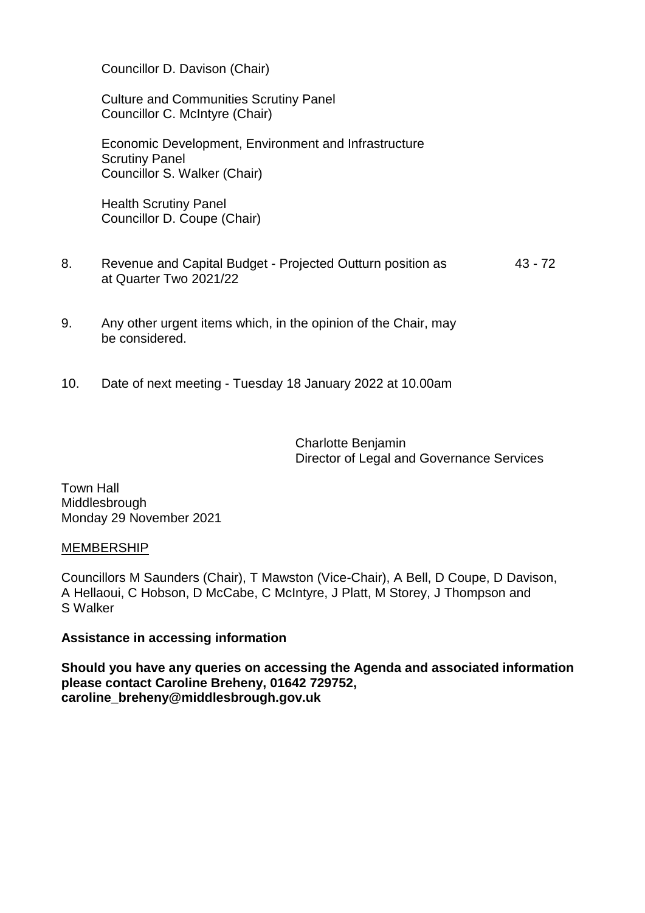Councillor D. Davison (Chair)

Culture and Communities Scrutiny Panel
Councillor C. McIntyre (Chair)

Economic Development, Environment and Infrastructure Scrutiny Panel
Councillor S. Walker (Chair)

Health Scrutiny Panel
Councillor D. Coupe (Chair)

8. Revenue and Capital Budget - Projected Outturn position as at Quarter Two 2021/22 — 43 - 72

9. Any other urgent items which, in the opinion of the Chair, may be considered.

10. Date of next meeting - Tuesday 18 January 2022 at 10.00am

Charlotte Benjamin
Director of Legal and Governance Services

Town Hall
Middlesbrough
Monday 29 November 2021

MEMBERSHIP

Councillors M Saunders (Chair), T Mawston (Vice-Chair), A Bell, D Coupe, D Davison, A Hellaoui, C Hobson, D McCabe, C McIntyre, J Platt, M Storey, J Thompson and S Walker

**Assistance in accessing information**

**Should you have any queries on accessing the Agenda and associated information please contact Caroline Breheny, 01642 729752, caroline_breheny@middlesbrough.gov.uk**